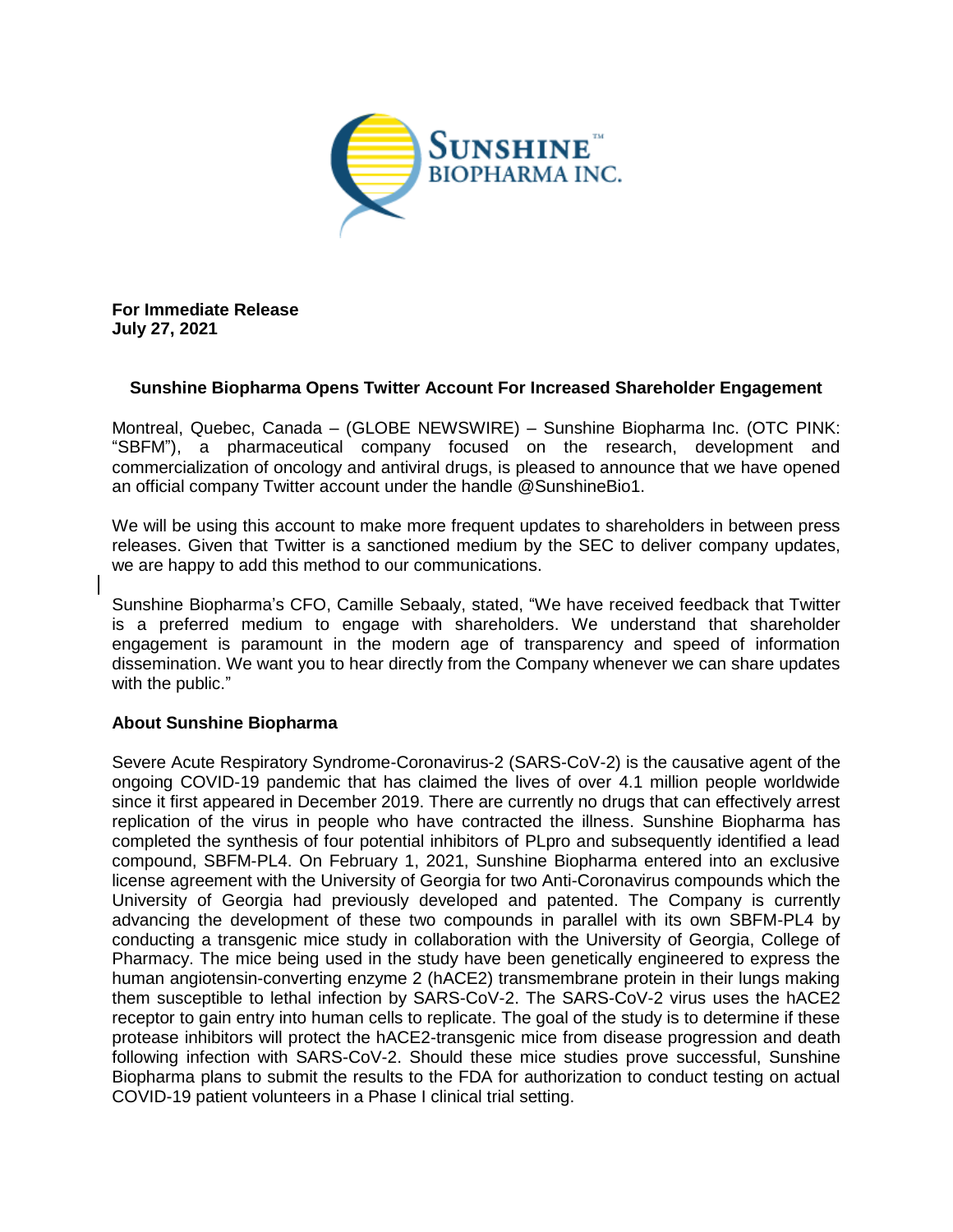**For Immediate Release**
**July 27, 2021**

## Sunshine Biopharma Opens Twitter Account For Increased Shareholder Engagement

Montreal, Quebec, Canada – (GLOBE NEWSWIRE) – Sunshine Biopharma Inc. (OTC PINK: "SBFM"), a pharmaceutical company focused on the research, development and commercialization of oncology and antiviral drugs, is pleased to announce that we have opened an official company Twitter account under the handle @SunshineBio1.

We will be using this account to make more frequent updates to shareholders in between press releases. Given that Twitter is a sanctioned medium by the SEC to deliver company updates, we are happy to add this method to our communications.

Sunshine Biopharma's CFO, Camille Sebaaly, stated, "We have received feedback that Twitter is a preferred medium to engage with shareholders. We understand that shareholder engagement is paramount in the modern age of transparency and speed of information dissemination. We want you to hear directly from the Company whenever we can share updates with the public."

### About Sunshine Biopharma

Severe Acute Respiratory Syndrome-Coronavirus-2 (SARS-CoV-2) is the causative agent of the ongoing COVID-19 pandemic that has claimed the lives of over 4.1 million people worldwide since it first appeared in December 2019. There are currently no drugs that can effectively arrest replication of the virus in people who have contracted the illness. Sunshine Biopharma has completed the synthesis of four potential inhibitors of PLpro and subsequently identified a lead compound, SBFM-PL4. On February 1, 2021, Sunshine Biopharma entered into an exclusive license agreement with the University of Georgia for two Anti-Coronavirus compounds which the University of Georgia had previously developed and patented. The Company is currently advancing the development of these two compounds in parallel with its own SBFM-PL4 by conducting a transgenic mice study in collaboration with the University of Georgia, College of Pharmacy. The mice being used in the study have been genetically engineered to express the human angiotensin-converting enzyme 2 (hACE2) transmembrane protein in their lungs making them susceptible to lethal infection by SARS-CoV-2. The SARS-CoV-2 virus uses the hACE2 receptor to gain entry into human cells to replicate. The goal of the study is to determine if these protease inhibitors will protect the hACE2-transgenic mice from disease progression and death following infection with SARS-CoV-2. Should these mice studies prove successful, Sunshine Biopharma plans to submit the results to the FDA for authorization to conduct testing on actual COVID-19 patient volunteers in a Phase I clinical trial setting.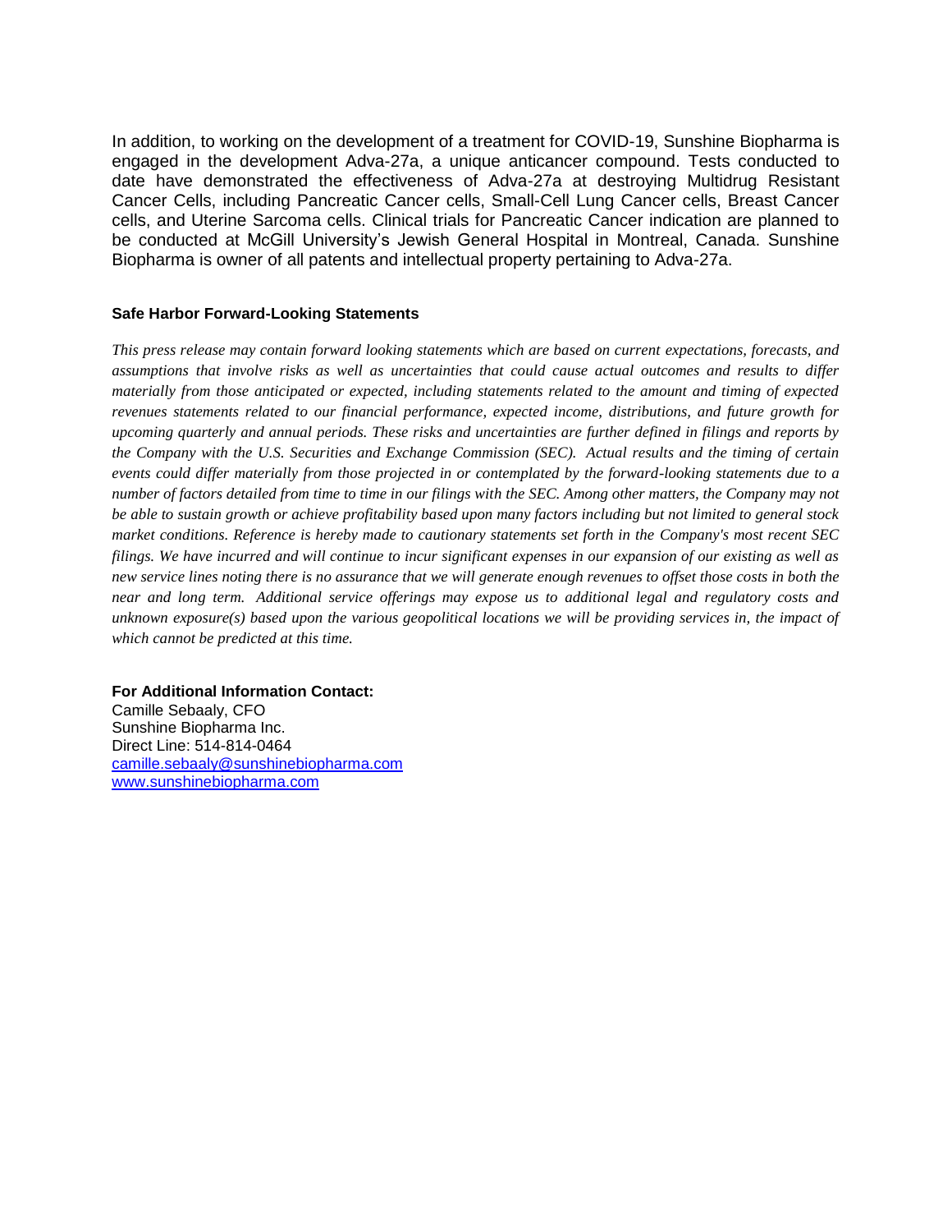In addition, to working on the development of a treatment for COVID-19, Sunshine Biopharma is engaged in the development Adva-27a, a unique anticancer compound. Tests conducted to date have demonstrated the effectiveness of Adva-27a at destroying Multidrug Resistant Cancer Cells, including Pancreatic Cancer cells, Small-Cell Lung Cancer cells, Breast Cancer cells, and Uterine Sarcoma cells. Clinical trials for Pancreatic Cancer indication are planned to be conducted at McGill University's Jewish General Hospital in Montreal, Canada. Sunshine Biopharma is owner of all patents and intellectual property pertaining to Adva-27a.

**Safe Harbor Forward-Looking Statements**

*This press release may contain forward looking statements which are based on current expectations, forecasts, and assumptions that involve risks as well as uncertainties that could cause actual outcomes and results to differ materially from those anticipated or expected, including statements related to the amount and timing of expected revenues statements related to our financial performance, expected income, distributions, and future growth for upcoming quarterly and annual periods. These risks and uncertainties are further defined in filings and reports by the Company with the U.S. Securities and Exchange Commission (SEC). Actual results and the timing of certain events could differ materially from those projected in or contemplated by the forward-looking statements due to a number of factors detailed from time to time in our filings with the SEC. Among other matters, the Company may not be able to sustain growth or achieve profitability based upon many factors including but not limited to general stock market conditions. Reference is hereby made to cautionary statements set forth in the Company's most recent SEC filings. We have incurred and will continue to incur significant expenses in our expansion of our existing as well as new service lines noting there is no assurance that we will generate enough revenues to offset those costs in both the near and long term. Additional service offerings may expose us to additional legal and regulatory costs and unknown exposure(s) based upon the various geopolitical locations we will be providing services in, the impact of which cannot be predicted at this time.*

**For Additional Information Contact:**
Camille Sebaaly, CFO
Sunshine Biopharma Inc.
Direct Line: 514-814-0464
camille.sebaaly@sunshinebiopharma.com
www.sunshinebiopharma.com